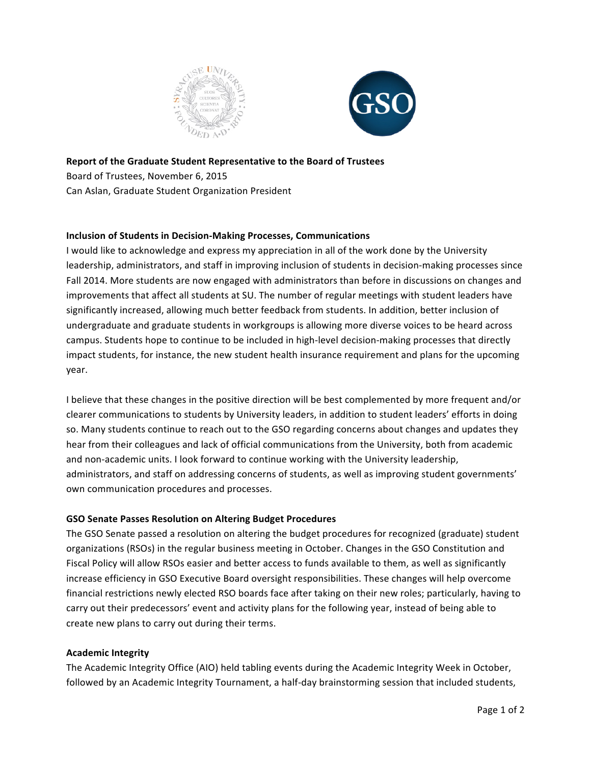**Report of the Graduate Student Representative to the Board of Trustees**

Board of Trustees, November 6, 2015

Can Aslan, Graduate Student Organization President

**Inclusion of Students in Decision-Making Processes, Communications**

I would like to acknowledge and express my appreciation in all of the work done by the University leadership, administrators, and staff in improving inclusion of students in decision-making processes since Fall 2014. More students are now engaged with administrators than before in discussions on changes and improvements that affect all students at SU. The number of regular meetings with student leaders have significantly increased, allowing much better feedback from students. In addition, better inclusion of undergraduate and graduate students in workgroups is allowing more diverse voices to be heard across campus. Students hope to continue to be included in high-level decision-making processes that directly impact students, for instance, the new student health insurance requirement and plans for the upcoming year.

I believe that these changes in the positive direction will be best complemented by more frequent and/or clearer communications to students by University leaders, in addition to student leaders' efforts in doing so. Many students continue to reach out to the GSO regarding concerns about changes and updates they hear from their colleagues and lack of official communications from the University, both from academic and non-academic units. I look forward to continue working with the University leadership, administrators, and staff on addressing concerns of students, as well as improving student governments' own communication procedures and processes.

**GSO Senate Passes Resolution on Altering Budget Procedures**

The GSO Senate passed a resolution on altering the budget procedures for recognized (graduate) student organizations (RSOs) in the regular business meeting in October. Changes in the GSO Constitution and Fiscal Policy will allow RSOs easier and better access to funds available to them, as well as significantly increase efficiency in GSO Executive Board oversight responsibilities. These changes will help overcome financial restrictions newly elected RSO boards face after taking on their new roles; particularly, having to carry out their predecessors' event and activity plans for the following year, instead of being able to create new plans to carry out during their terms.

**Academic Integrity**

The Academic Integrity Office (AIO) held tabling events during the Academic Integrity Week in October, followed by an Academic Integrity Tournament, a half-day brainstorming session that included students,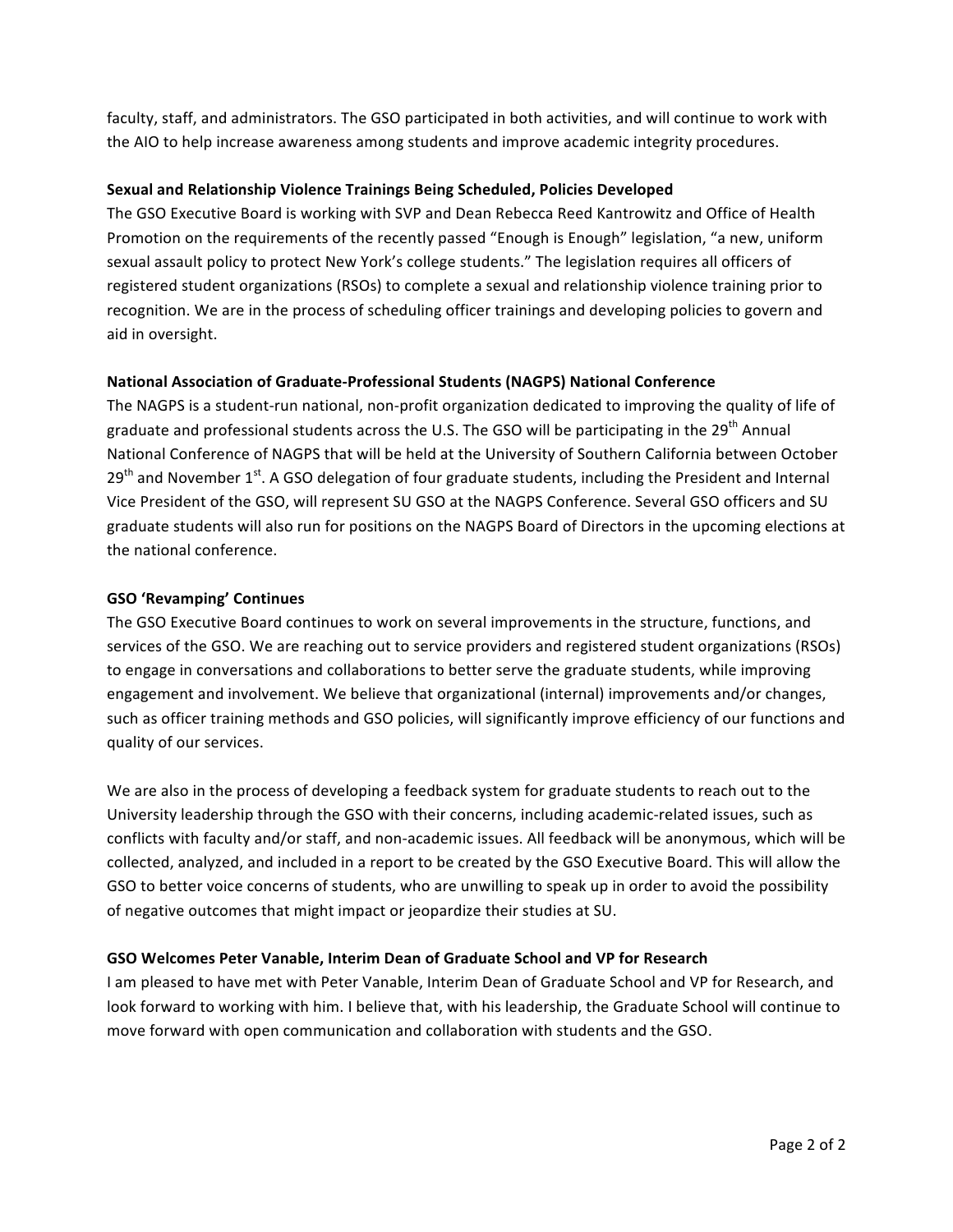faculty, staff, and administrators. The GSO participated in both activities, and will continue to work with the AIO to help increase awareness among students and improve academic integrity procedures.

**Sexual and Relationship Violence Trainings Being Scheduled, Policies Developed**

The GSO Executive Board is working with SVP and Dean Rebecca Reed Kantrowitz and Office of Health Promotion on the requirements of the recently passed "Enough is Enough" legislation, "a new, uniform sexual assault policy to protect New York's college students." The legislation requires all officers of registered student organizations (RSOs) to complete a sexual and relationship violence training prior to recognition. We are in the process of scheduling officer trainings and developing policies to govern and aid in oversight.

**National Association of Graduate-Professional Students (NAGPS) National Conference**

The NAGPS is a student-run national, non-profit organization dedicated to improving the quality of life of graduate and professional students across the U.S. The GSO will be participating in the 29th Annual National Conference of NAGPS that will be held at the University of Southern California between October 29th and November 1st. A GSO delegation of four graduate students, including the President and Internal Vice President of the GSO, will represent SU GSO at the NAGPS Conference. Several GSO officers and SU graduate students will also run for positions on the NAGPS Board of Directors in the upcoming elections at the national conference.

**GSO 'Revamping' Continues**

The GSO Executive Board continues to work on several improvements in the structure, functions, and services of the GSO. We are reaching out to service providers and registered student organizations (RSOs) to engage in conversations and collaborations to better serve the graduate students, while improving engagement and involvement. We believe that organizational (internal) improvements and/or changes, such as officer training methods and GSO policies, will significantly improve efficiency of our functions and quality of our services.

We are also in the process of developing a feedback system for graduate students to reach out to the University leadership through the GSO with their concerns, including academic-related issues, such as conflicts with faculty and/or staff, and non-academic issues. All feedback will be anonymous, which will be collected, analyzed, and included in a report to be created by the GSO Executive Board. This will allow the GSO to better voice concerns of students, who are unwilling to speak up in order to avoid the possibility of negative outcomes that might impact or jeopardize their studies at SU.

**GSO Welcomes Peter Vanable, Interim Dean of Graduate School and VP for Research**

I am pleased to have met with Peter Vanable, Interim Dean of Graduate School and VP for Research, and look forward to working with him. I believe that, with his leadership, the Graduate School will continue to move forward with open communication and collaboration with students and the GSO.